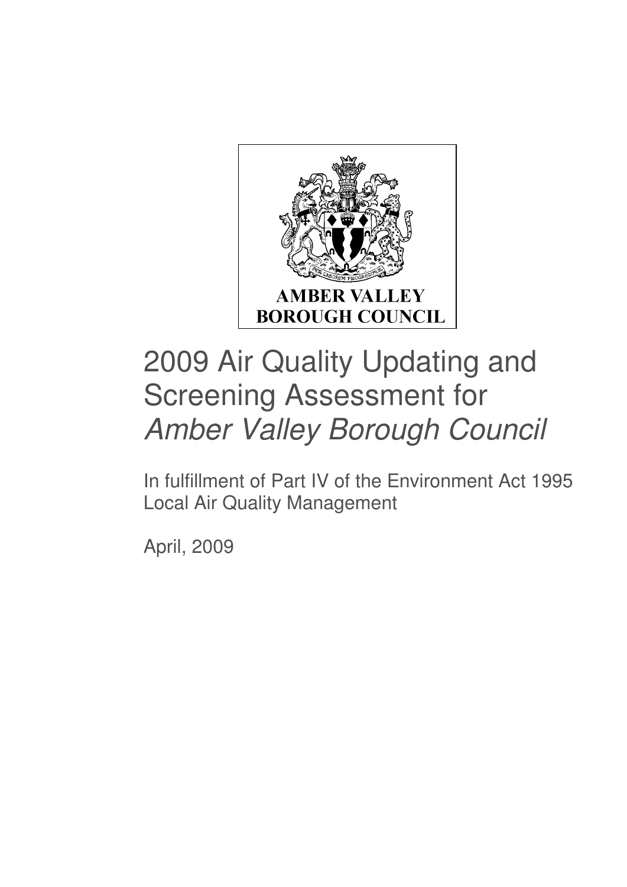AMBER VALLEY
BOROUGH COUNCIL

# 2009 Air Quality Updating and Screening Assessment for *Amber Valley Borough Council*

In fulfillment of Part IV of the Environment Act 1995
Local Air Quality Management

April, 2009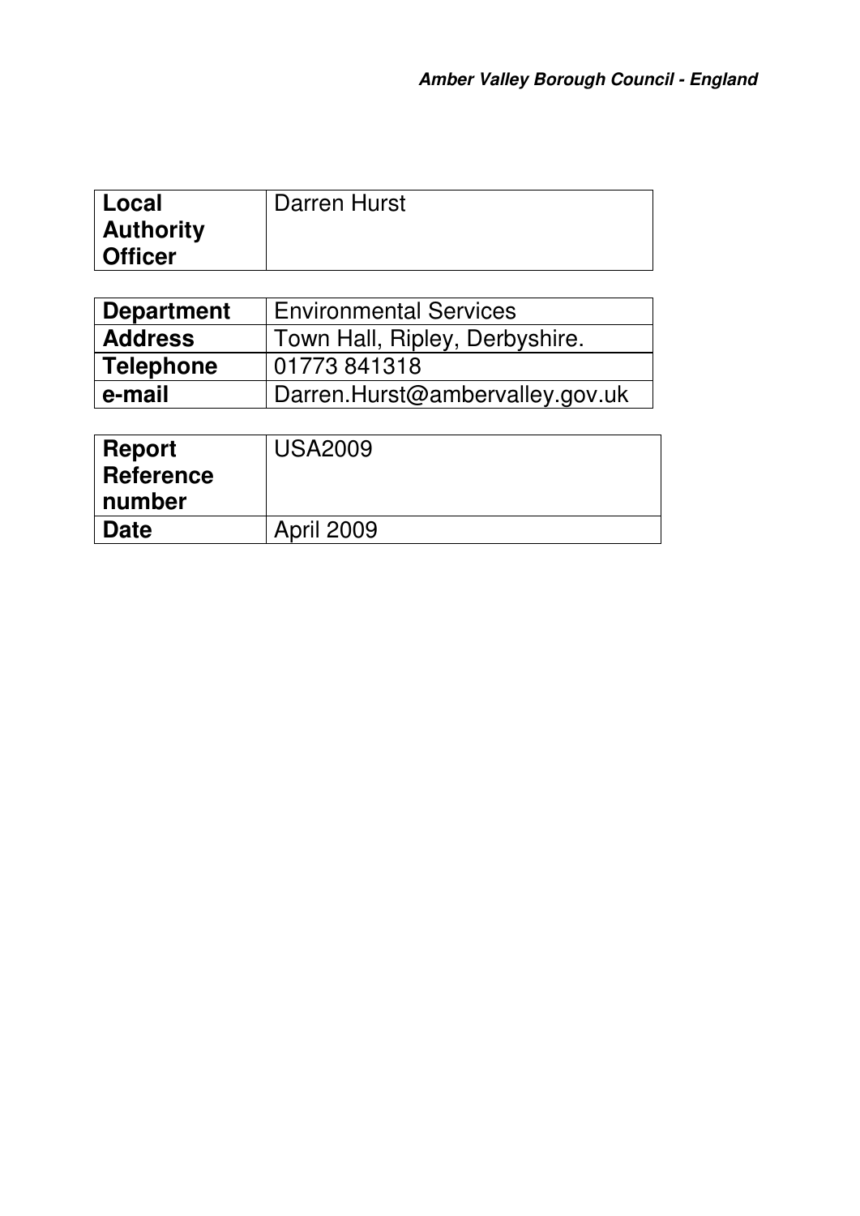| Local Authority Officer | Darren Hurst |
|---|---|

| Department | Environmental Services |
|---|---|
| Address | Town Hall, Ripley, Derbyshire. |
| Telephone | 01773 841318 |
| e-mail | Darren.Hurst@ambervalley.gov.uk |

| Report Reference number | USA2009 |
|---|---|
| Date | April 2009 |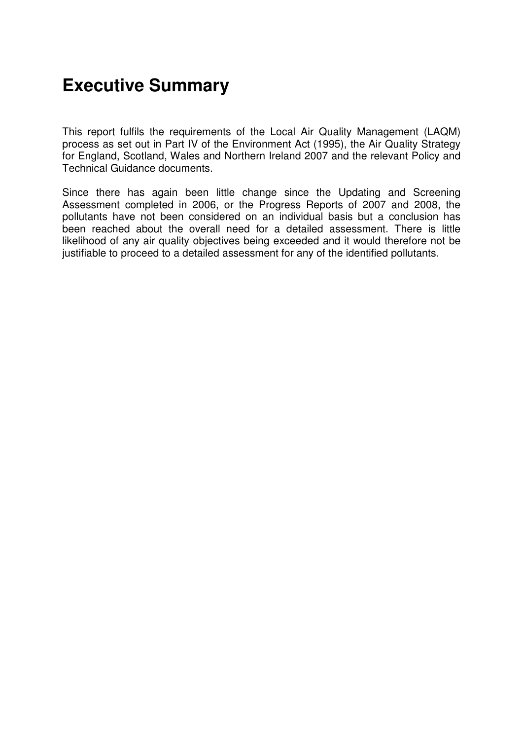# Executive Summary

This report fulfils the requirements of the Local Air Quality Management (LAQM) process as set out in Part IV of the Environment Act (1995), the Air Quality Strategy for England, Scotland, Wales and Northern Ireland 2007 and the relevant Policy and Technical Guidance documents.

Since there has again been little change since the Updating and Screening Assessment completed in 2006, or the Progress Reports of 2007 and 2008, the pollutants have not been considered on an individual basis but a conclusion has been reached about the overall need for a detailed assessment. There is little likelihood of any air quality objectives being exceeded and it would therefore not be justifiable to proceed to a detailed assessment for any of the identified pollutants.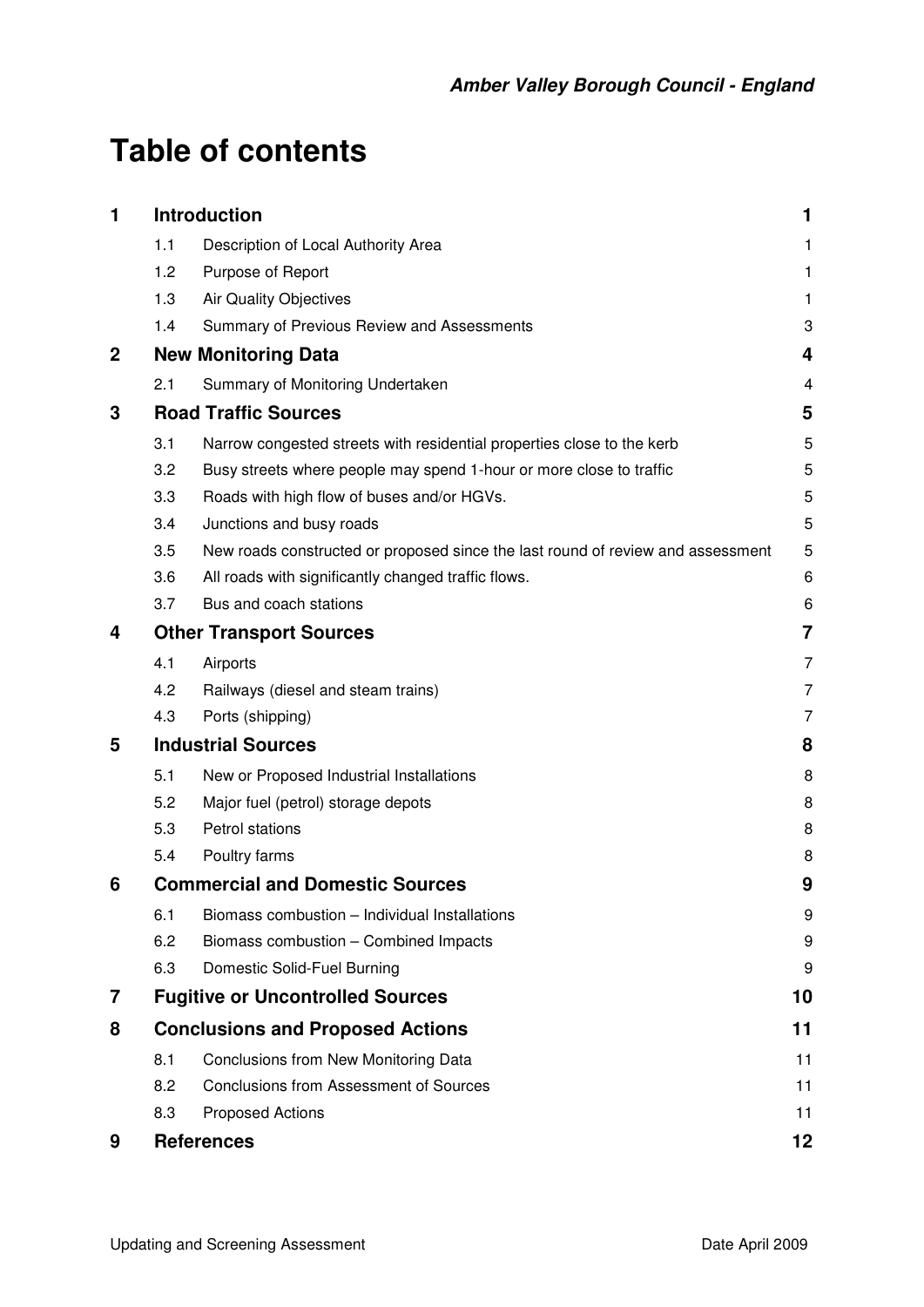# Table of contents

| | | | |
|---|---|---|---|
| **1** | **Introduction** | | **1** |
| | 1.1 | Description of Local Authority Area | 1 |
| | 1.2 | Purpose of Report | 1 |
| | 1.3 | Air Quality Objectives | 1 |
| | 1.4 | Summary of Previous Review and Assessments | 3 |
| **2** | **New Monitoring Data** | | **4** |
| | 2.1 | Summary of Monitoring Undertaken | 4 |
| **3** | **Road Traffic Sources** | | **5** |
| | 3.1 | Narrow congested streets with residential properties close to the kerb | 5 |
| | 3.2 | Busy streets where people may spend 1-hour or more close to traffic | 5 |
| | 3.3 | Roads with high flow of buses and/or HGVs. | 5 |
| | 3.4 | Junctions and busy roads | 5 |
| | 3.5 | New roads constructed or proposed since the last round of review and assessment | 5 |
| | 3.6 | All roads with significantly changed traffic flows. | 6 |
| | 3.7 | Bus and coach stations | 6 |
| **4** | **Other Transport Sources** | | **7** |
| | 4.1 | Airports | 7 |
| | 4.2 | Railways (diesel and steam trains) | 7 |
| | 4.3 | Ports (shipping) | 7 |
| **5** | **Industrial Sources** | | **8** |
| | 5.1 | New or Proposed Industrial Installations | 8 |
| | 5.2 | Major fuel (petrol) storage depots | 8 |
| | 5.3 | Petrol stations | 8 |
| | 5.4 | Poultry farms | 8 |
| **6** | **Commercial and Domestic Sources** | | **9** |
| | 6.1 | Biomass combustion – Individual Installations | 9 |
| | 6.2 | Biomass combustion – Combined Impacts | 9 |
| | 6.3 | Domestic Solid-Fuel Burning | 9 |
| **7** | **Fugitive or Uncontrolled Sources** | | **10** |
| **8** | **Conclusions and Proposed Actions** | | **11** |
| | 8.1 | Conclusions from New Monitoring Data | 11 |
| | 8.2 | Conclusions from Assessment of Sources | 11 |
| | 8.3 | Proposed Actions | 11 |
| **9** | **References** | | **12** |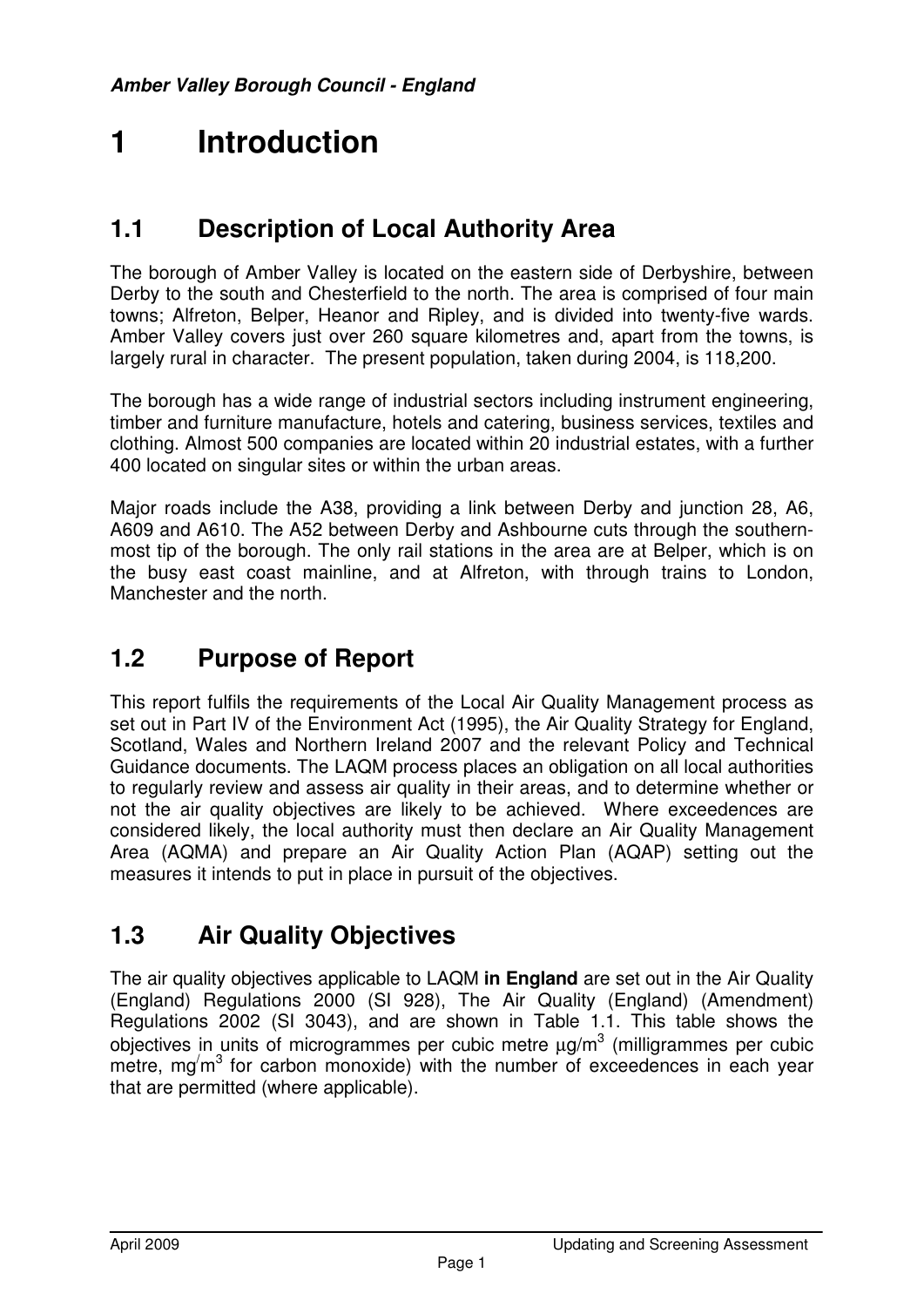# 1 Introduction

## 1.1 Description of Local Authority Area

The borough of Amber Valley is located on the eastern side of Derbyshire, between Derby to the south and Chesterfield to the north. The area is comprised of four main towns; Alfreton, Belper, Heanor and Ripley, and is divided into twenty-five wards. Amber Valley covers just over 260 square kilometres and, apart from the towns, is largely rural in character. The present population, taken during 2004, is 118,200.

The borough has a wide range of industrial sectors including instrument engineering, timber and furniture manufacture, hotels and catering, business services, textiles and clothing. Almost 500 companies are located within 20 industrial estates, with a further 400 located on singular sites or within the urban areas.

Major roads include the A38, providing a link between Derby and junction 28, A6, A609 and A610. The A52 between Derby and Ashbourne cuts through the southern-most tip of the borough. The only rail stations in the area are at Belper, which is on the busy east coast mainline, and at Alfreton, with through trains to London, Manchester and the north.

## 1.2 Purpose of Report

This report fulfils the requirements of the Local Air Quality Management process as set out in Part IV of the Environment Act (1995), the Air Quality Strategy for England, Scotland, Wales and Northern Ireland 2007 and the relevant Policy and Technical Guidance documents. The LAQM process places an obligation on all local authorities to regularly review and assess air quality in their areas, and to determine whether or not the air quality objectives are likely to be achieved. Where exceedences are considered likely, the local authority must then declare an Air Quality Management Area (AQMA) and prepare an Air Quality Action Plan (AQAP) setting out the measures it intends to put in place in pursuit of the objectives.

## 1.3 Air Quality Objectives

The air quality objectives applicable to LAQM **in England** are set out in the Air Quality (England) Regulations 2000 (SI 928), The Air Quality (England) (Amendment) Regulations 2002 (SI 3043), and are shown in Table 1.1. This table shows the objectives in units of microgrammes per cubic metre $\mu g/m^3$ (milligrammes per cubic metre, $mg/m^3$ for carbon monoxide) with the number of exceedences in each year that are permitted (where applicable).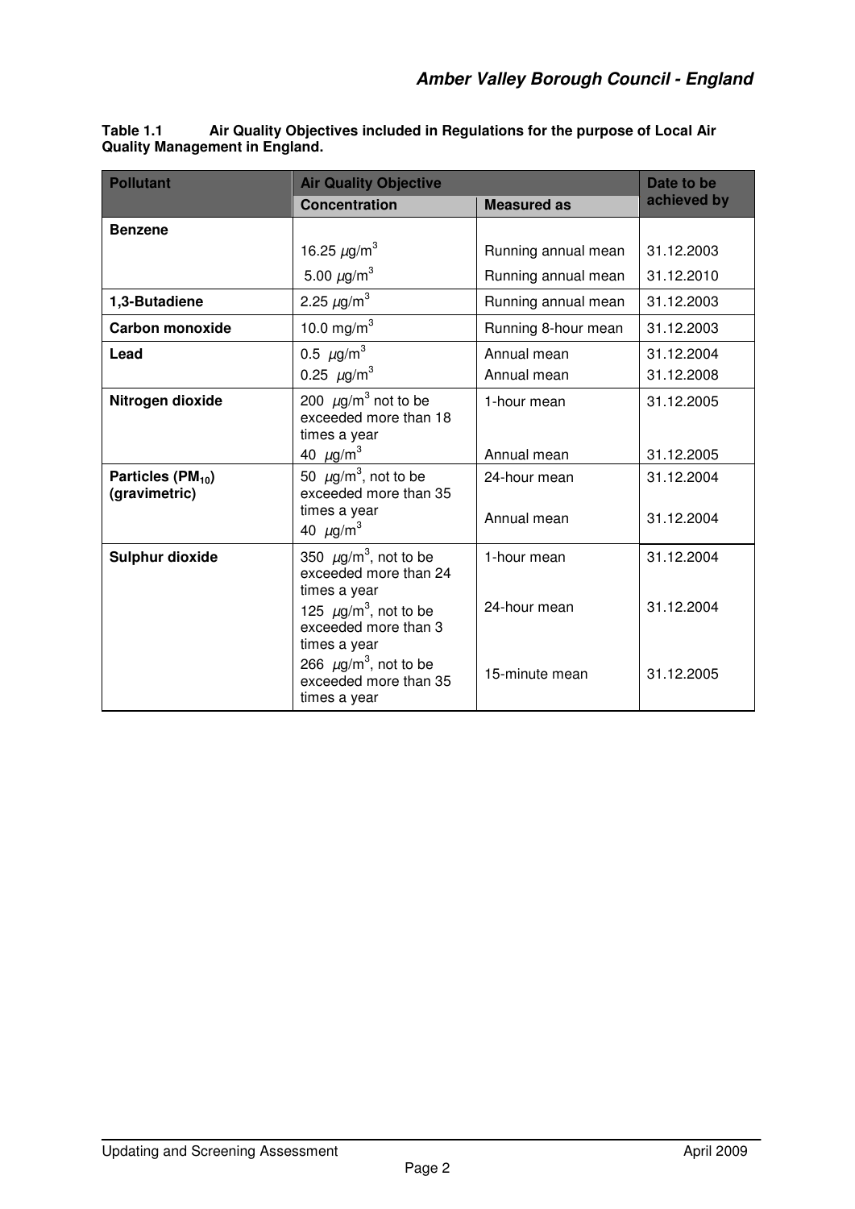**Table 1.1 Air Quality Objectives included in Regulations for the purpose of Local Air Quality Management in England.**

| Pollutant | Air Quality Objective | | Date to be achieved by |
|---|---|---|---|
| | Concentration | Measured as | |
| **Benzene** | | | |
| | 16.25 $\mu$g/m$^3$ | Running annual mean | 31.12.2003 |
| | 5.00 $\mu$g/m$^3$ | Running annual mean | 31.12.2010 |
| **1,3-Butadiene** | 2.25 $\mu$g/m$^3$ | Running annual mean | 31.12.2003 |
| **Carbon monoxide** | 10.0 mg/m$^3$ | Running 8-hour mean | 31.12.2003 |
| **Lead** | 0.5 $\mu$g/m$^3$ | Annual mean | 31.12.2004 |
| | 0.25 $\mu$g/m$^3$ | Annual mean | 31.12.2008 |
| **Nitrogen dioxide** | 200 $\mu$g/m$^3$ not to be exceeded more than 18 times a year | 1-hour mean | 31.12.2005 |
| | 40 $\mu$g/m$^3$ | Annual mean | 31.12.2005 |
| **Particles ($PM_{10}$) (gravimetric)** | 50 $\mu$g/m$^3$, not to be exceeded more than 35 times a year | 24-hour mean | 31.12.2004 |
| | 40 $\mu$g/m$^3$ | Annual mean | 31.12.2004 |
| **Sulphur dioxide** | 350 $\mu$g/m$^3$, not to be exceeded more than 24 times a year | 1-hour mean | 31.12.2004 |
| | 125 $\mu$g/m$^3$, not to be exceeded more than 3 times a year | 24-hour mean | 31.12.2004 |
| | 266 $\mu$g/m$^3$, not to be exceeded more than 35 times a year | 15-minute mean | 31.12.2005 |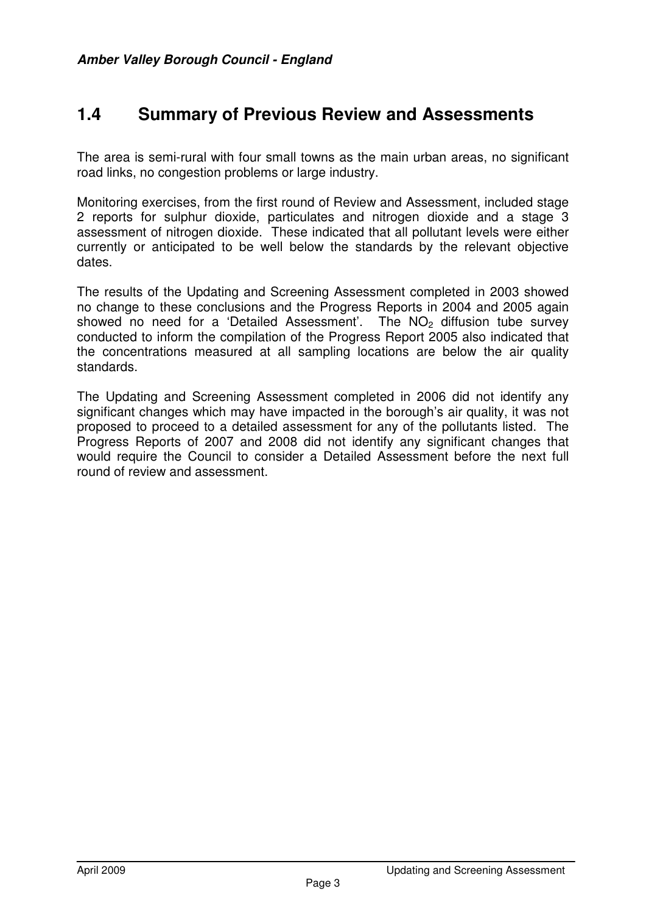## 1.4 Summary of Previous Review and Assessments

The area is semi-rural with four small towns as the main urban areas, no significant road links, no congestion problems or large industry.

Monitoring exercises, from the first round of Review and Assessment, included stage 2 reports for sulphur dioxide, particulates and nitrogen dioxide and a stage 3 assessment of nitrogen dioxide. These indicated that all pollutant levels were either currently or anticipated to be well below the standards by the relevant objective dates.

The results of the Updating and Screening Assessment completed in 2003 showed no change to these conclusions and the Progress Reports in 2004 and 2005 again showed no need for a 'Detailed Assessment'. The $NO_2$ diffusion tube survey conducted to inform the compilation of the Progress Report 2005 also indicated that the concentrations measured at all sampling locations are below the air quality standards.

The Updating and Screening Assessment completed in 2006 did not identify any significant changes which may have impacted in the borough's air quality, it was not proposed to proceed to a detailed assessment for any of the pollutants listed. The Progress Reports of 2007 and 2008 did not identify any significant changes that would require the Council to consider a Detailed Assessment before the next full round of review and assessment.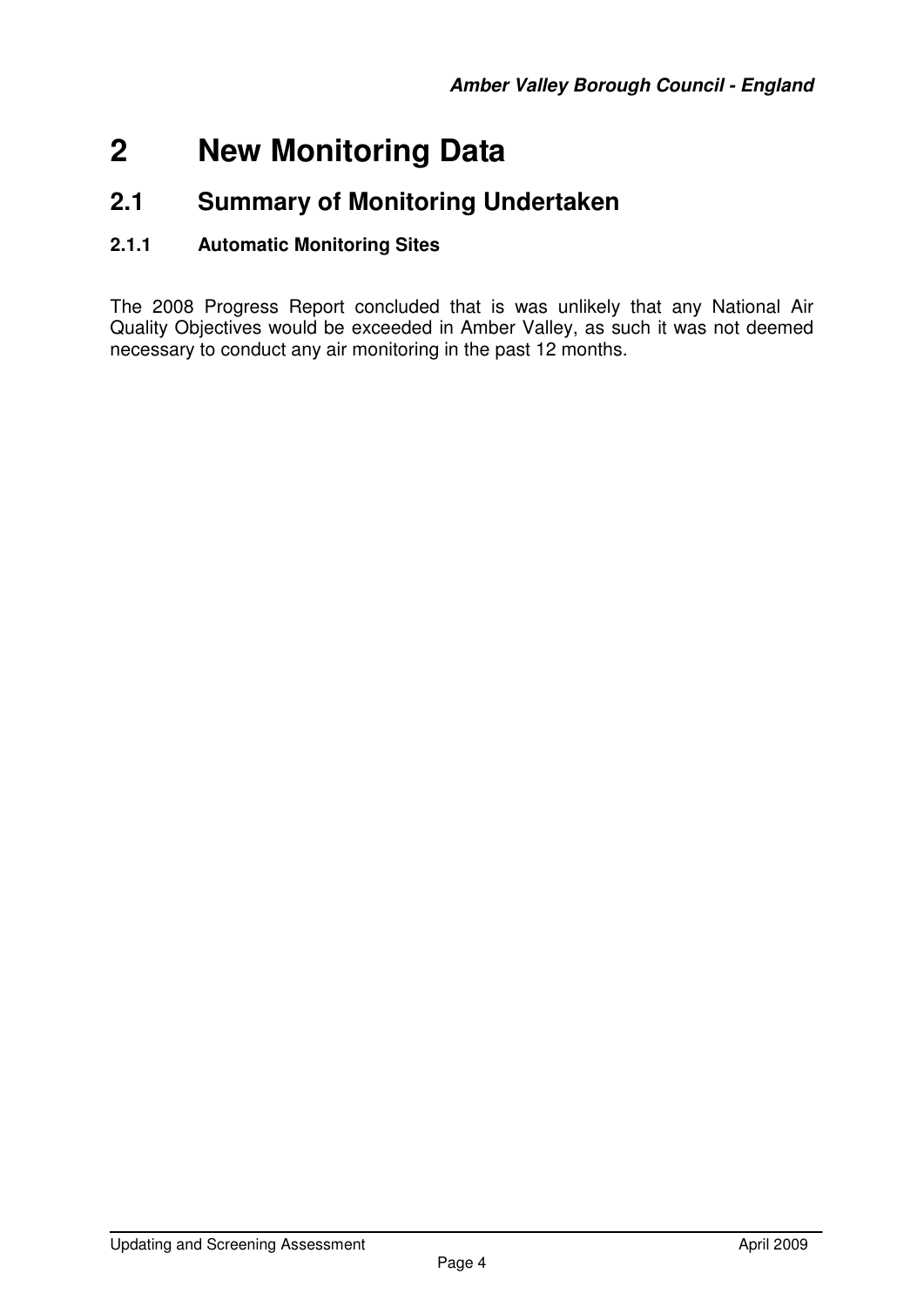# 2 New Monitoring Data

## 2.1 Summary of Monitoring Undertaken

### 2.1.1 Automatic Monitoring Sites

The 2008 Progress Report concluded that is was unlikely that any National Air Quality Objectives would be exceeded in Amber Valley, as such it was not deemed necessary to conduct any air monitoring in the past 12 months.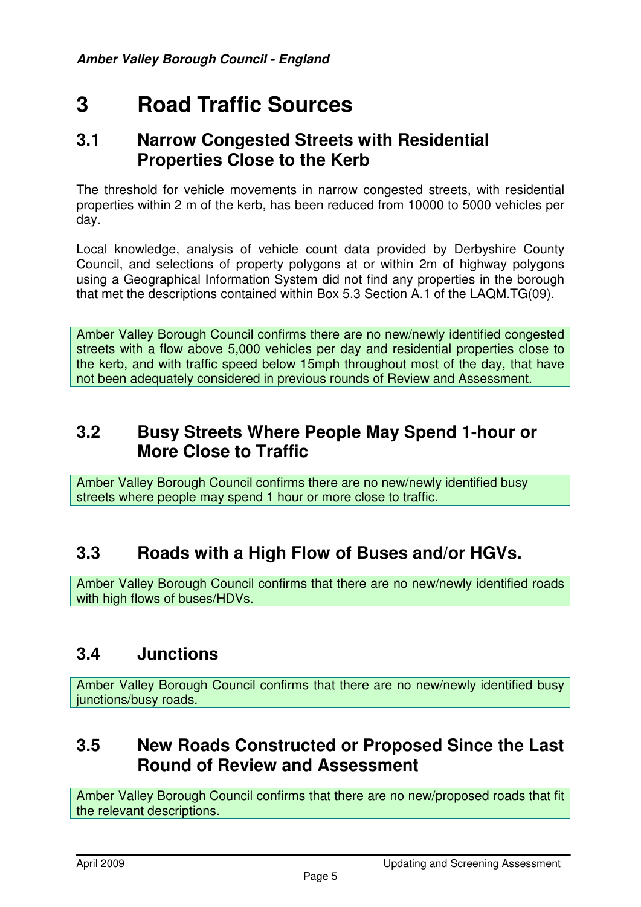# 3 Road Traffic Sources

## 3.1 Narrow Congested Streets with Residential Properties Close to the Kerb

The threshold for vehicle movements in narrow congested streets, with residential properties within 2 m of the kerb, has been reduced from 10000 to 5000 vehicles per day.

Local knowledge, analysis of vehicle count data provided by Derbyshire County Council, and selections of property polygons at or within 2m of highway polygons using a Geographical Information System did not find any properties in the borough that met the descriptions contained within Box 5.3 Section A.1 of the LAQM.TG(09).

Amber Valley Borough Council confirms there are no new/newly identified congested streets with a flow above 5,000 vehicles per day and residential properties close to the kerb, and with traffic speed below 15mph throughout most of the day, that have not been adequately considered in previous rounds of Review and Assessment.

## 3.2 Busy Streets Where People May Spend 1-hour or More Close to Traffic

Amber Valley Borough Council confirms there are no new/newly identified busy streets where people may spend 1 hour or more close to traffic.

## 3.3 Roads with a High Flow of Buses and/or HGVs.

Amber Valley Borough Council confirms that there are no new/newly identified roads with high flows of buses/HDVs.

## 3.4 Junctions

Amber Valley Borough Council confirms that there are no new/newly identified busy junctions/busy roads.

## 3.5 New Roads Constructed or Proposed Since the Last Round of Review and Assessment

Amber Valley Borough Council confirms that there are no new/proposed roads that fit the relevant descriptions.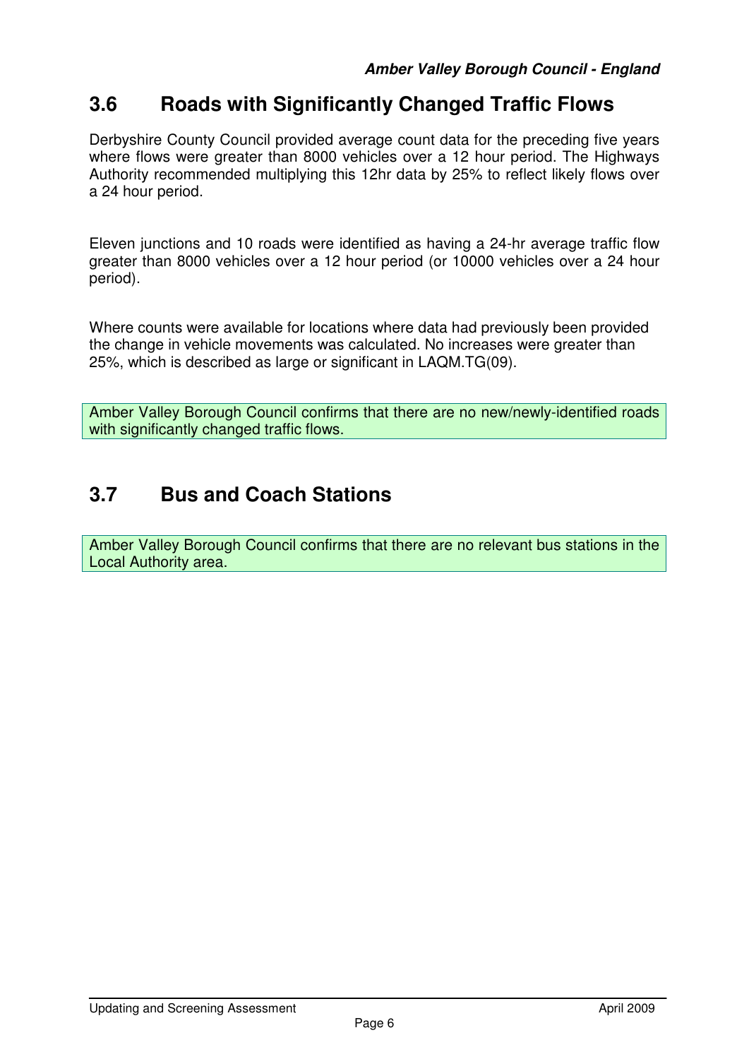## 3.6 Roads with Significantly Changed Traffic Flows

Derbyshire County Council provided average count data for the preceding five years where flows were greater than 8000 vehicles over a 12 hour period. The Highways Authority recommended multiplying this 12hr data by 25% to reflect likely flows over a 24 hour period.

Eleven junctions and 10 roads were identified as having a 24-hr average traffic flow greater than 8000 vehicles over a 12 hour period (or 10000 vehicles over a 24 hour period).

Where counts were available for locations where data had previously been provided the change in vehicle movements was calculated. No increases were greater than 25%, which is described as large or significant in LAQM.TG(09).

Amber Valley Borough Council confirms that there are no new/newly-identified roads with significantly changed traffic flows.

## 3.7 Bus and Coach Stations

Amber Valley Borough Council confirms that there are no relevant bus stations in the Local Authority area.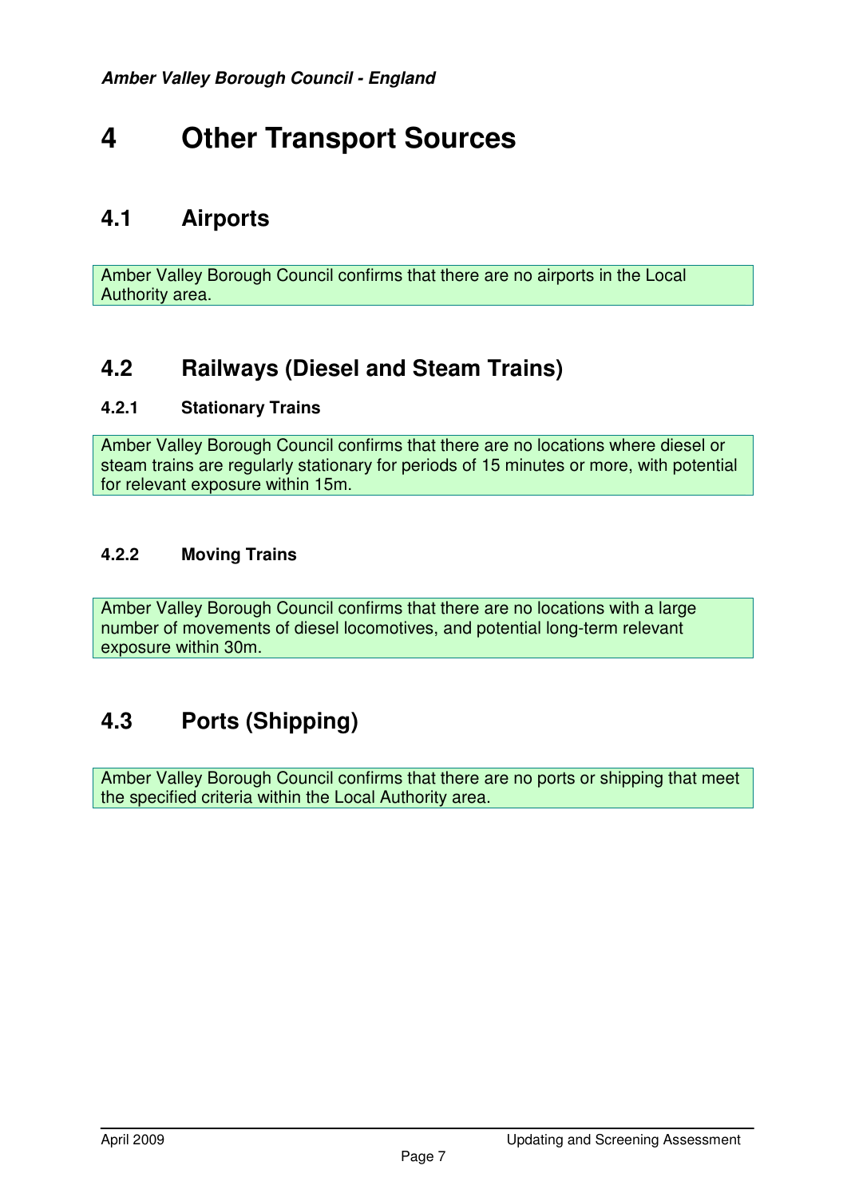# 4 Other Transport Sources

## 4.1 Airports

Amber Valley Borough Council confirms that there are no airports in the Local Authority area.

## 4.2 Railways (Diesel and Steam Trains)

### 4.2.1 Stationary Trains

Amber Valley Borough Council confirms that there are no locations where diesel or steam trains are regularly stationary for periods of 15 minutes or more, with potential for relevant exposure within 15m.

### 4.2.2 Moving Trains

Amber Valley Borough Council confirms that there are no locations with a large number of movements of diesel locomotives, and potential long-term relevant exposure within 30m.

## 4.3 Ports (Shipping)

Amber Valley Borough Council confirms that there are no ports or shipping that meet the specified criteria within the Local Authority area.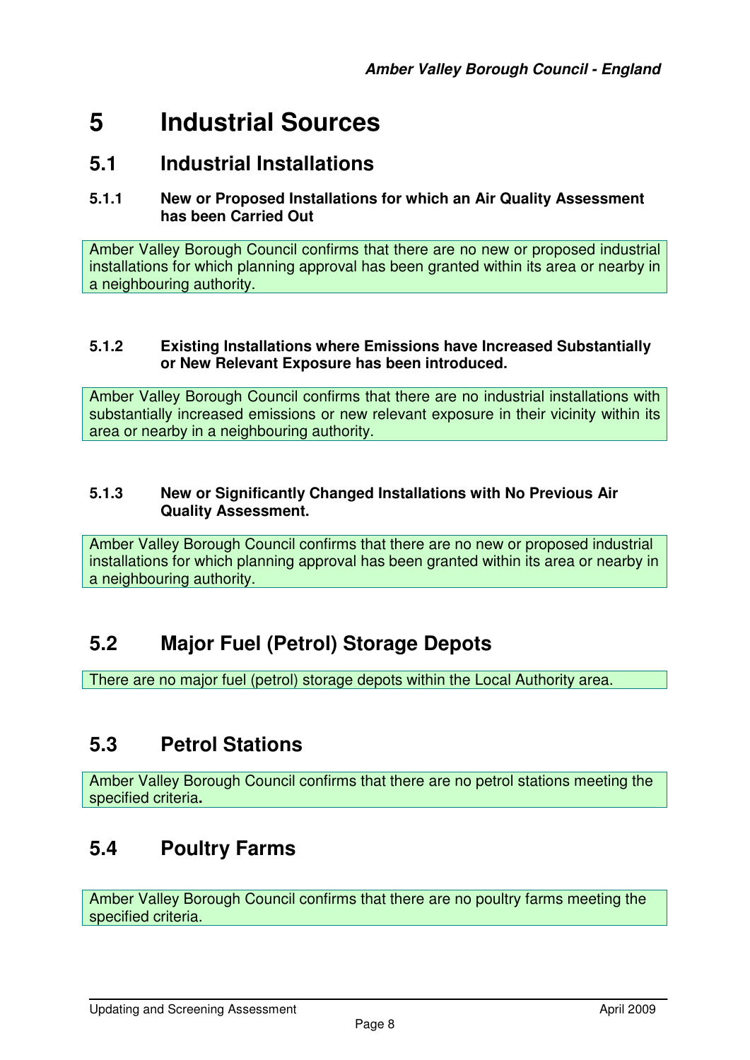# 5 Industrial Sources

## 5.1 Industrial Installations

### 5.1.1 New or Proposed Installations for which an Air Quality Assessment has been Carried Out

Amber Valley Borough Council confirms that there are no new or proposed industrial installations for which planning approval has been granted within its area or nearby in a neighbouring authority.

### 5.1.2 Existing Installations where Emissions have Increased Substantially or New Relevant Exposure has been introduced.

Amber Valley Borough Council confirms that there are no industrial installations with substantially increased emissions or new relevant exposure in their vicinity within its area or nearby in a neighbouring authority.

### 5.1.3 New or Significantly Changed Installations with No Previous Air Quality Assessment.

Amber Valley Borough Council confirms that there are no new or proposed industrial installations for which planning approval has been granted within its area or nearby in a neighbouring authority.

## 5.2 Major Fuel (Petrol) Storage Depots

There are no major fuel (petrol) storage depots within the Local Authority area.

## 5.3 Petrol Stations

Amber Valley Borough Council confirms that there are no petrol stations meeting the specified criteria.

## 5.4 Poultry Farms

Amber Valley Borough Council confirms that there are no poultry farms meeting the specified criteria.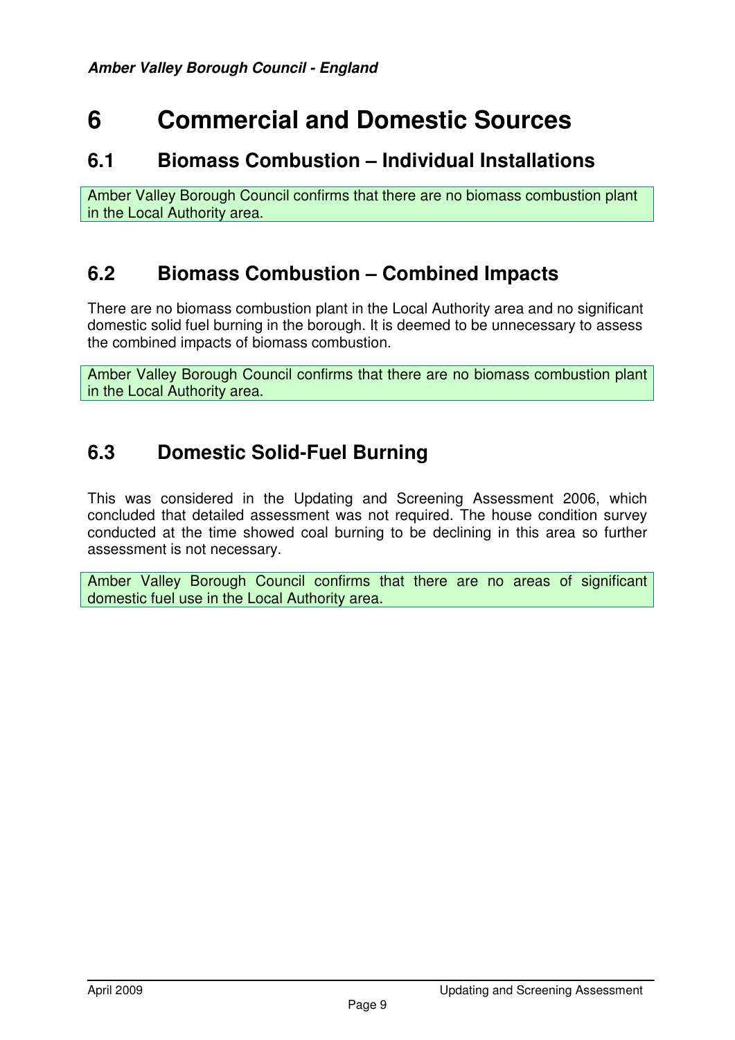# 6 Commercial and Domestic Sources

## 6.1 Biomass Combustion – Individual Installations

Amber Valley Borough Council confirms that there are no biomass combustion plant in the Local Authority area.

## 6.2 Biomass Combustion – Combined Impacts

There are no biomass combustion plant in the Local Authority area and no significant domestic solid fuel burning in the borough. It is deemed to be unnecessary to assess the combined impacts of biomass combustion.

Amber Valley Borough Council confirms that there are no biomass combustion plant in the Local Authority area.

## 6.3 Domestic Solid-Fuel Burning

This was considered in the Updating and Screening Assessment 2006, which concluded that detailed assessment was not required. The house condition survey conducted at the time showed coal burning to be declining in this area so further assessment is not necessary.

Amber Valley Borough Council confirms that there are no areas of significant domestic fuel use in the Local Authority area.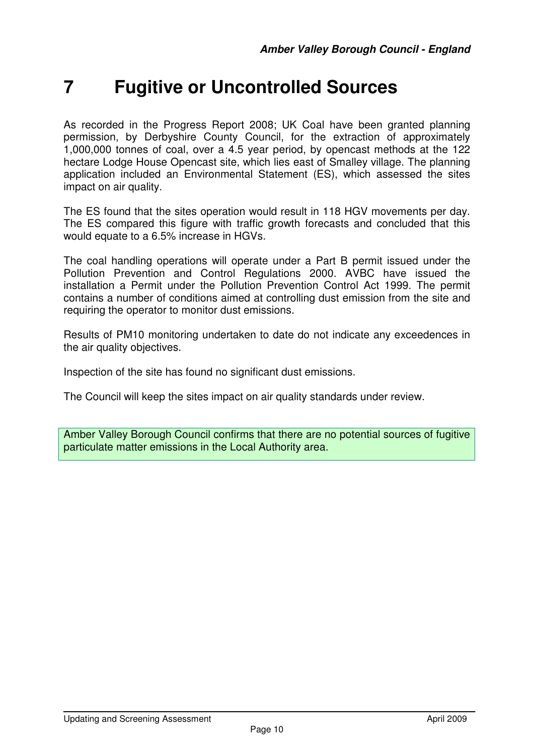# 7 Fugitive or Uncontrolled Sources

As recorded in the Progress Report 2008; UK Coal have been granted planning permission, by Derbyshire County Council, for the extraction of approximately 1,000,000 tonnes of coal, over a 4.5 year period, by opencast methods at the 122 hectare Lodge House Opencast site, which lies east of Smalley village. The planning application included an Environmental Statement (ES), which assessed the sites impact on air quality.

The ES found that the sites operation would result in 118 HGV movements per day. The ES compared this figure with traffic growth forecasts and concluded that this would equate to a 6.5% increase in HGVs.

The coal handling operations will operate under a Part B permit issued under the Pollution Prevention and Control Regulations 2000. AVBC have issued the installation a Permit under the Pollution Prevention Control Act 1999. The permit contains a number of conditions aimed at controlling dust emission from the site and requiring the operator to monitor dust emissions.

Results of PM10 monitoring undertaken to date do not indicate any exceedences in the air quality objectives.

Inspection of the site has found no significant dust emissions.

The Council will keep the sites impact on air quality standards under review.

Amber Valley Borough Council confirms that there are no potential sources of fugitive particulate matter emissions in the Local Authority area.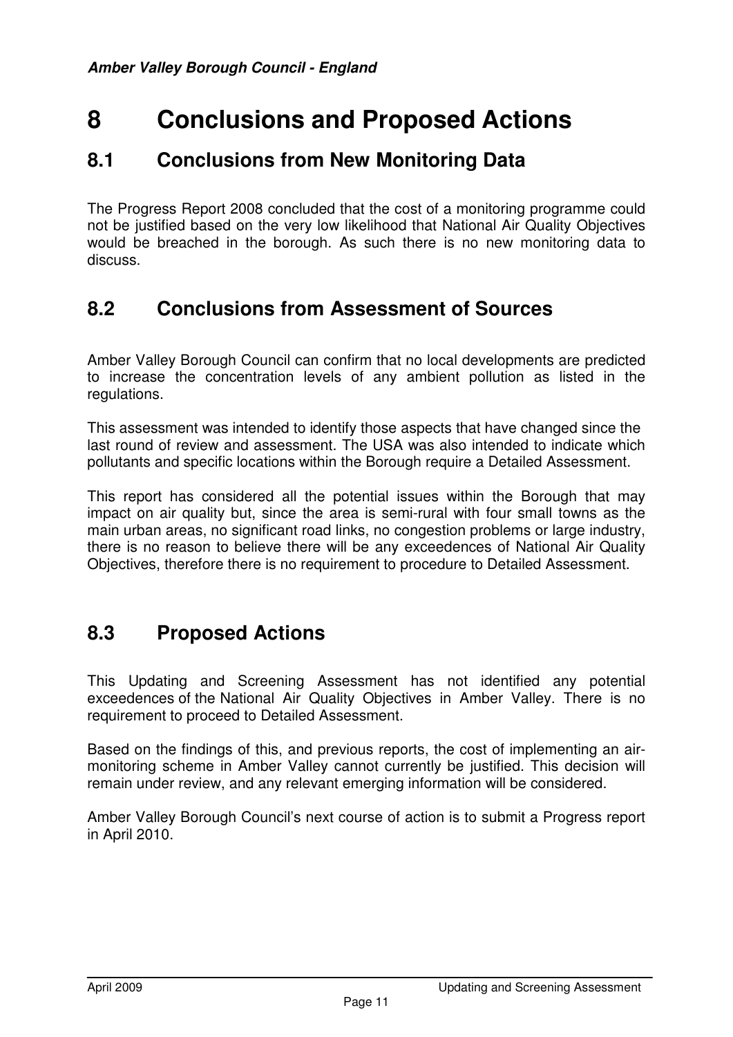# 8 Conclusions and Proposed Actions

## 8.1 Conclusions from New Monitoring Data

The Progress Report 2008 concluded that the cost of a monitoring programme could not be justified based on the very low likelihood that National Air Quality Objectives would be breached in the borough. As such there is no new monitoring data to discuss.

## 8.2 Conclusions from Assessment of Sources

Amber Valley Borough Council can confirm that no local developments are predicted to increase the concentration levels of any ambient pollution as listed in the regulations.

This assessment was intended to identify those aspects that have changed since the last round of review and assessment. The USA was also intended to indicate which pollutants and specific locations within the Borough require a Detailed Assessment.

This report has considered all the potential issues within the Borough that may impact on air quality but, since the area is semi-rural with four small towns as the main urban areas, no significant road links, no congestion problems or large industry, there is no reason to believe there will be any exceedences of National Air Quality Objectives, therefore there is no requirement to procedure to Detailed Assessment.

## 8.3 Proposed Actions

This Updating and Screening Assessment has not identified any potential exceedences of the National Air Quality Objectives in Amber Valley. There is no requirement to proceed to Detailed Assessment.

Based on the findings of this, and previous reports, the cost of implementing an air-monitoring scheme in Amber Valley cannot currently be justified. This decision will remain under review, and any relevant emerging information will be considered.

Amber Valley Borough Council's next course of action is to submit a Progress report in April 2010.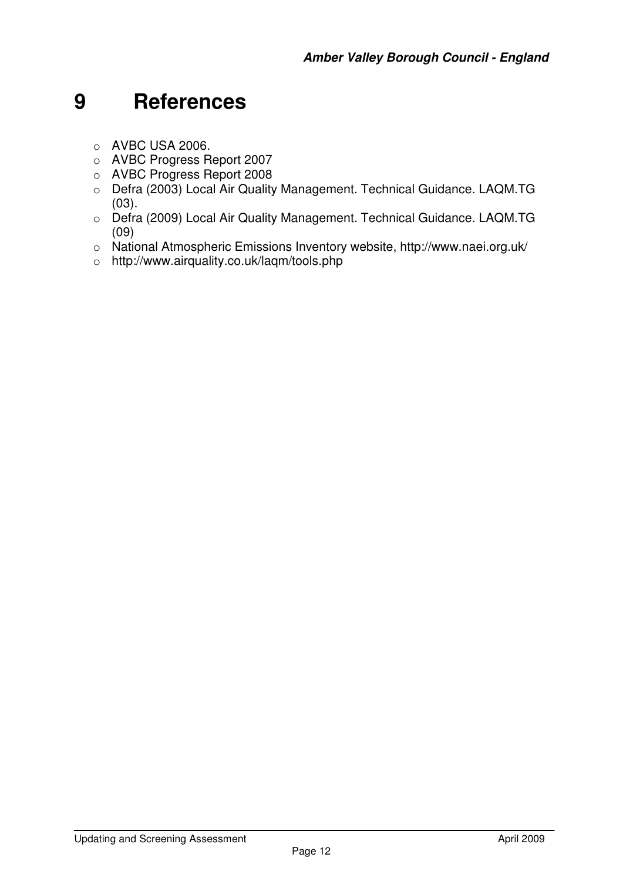# 9 References

- AVBC USA 2006.
- AVBC Progress Report 2007
- AVBC Progress Report 2008
- Defra (2003) Local Air Quality Management. Technical Guidance. LAQM.TG (03).
- Defra (2009) Local Air Quality Management. Technical Guidance. LAQM.TG (09)
- National Atmospheric Emissions Inventory website, http://www.naei.org.uk/
- http://www.airquality.co.uk/laqm/tools.php